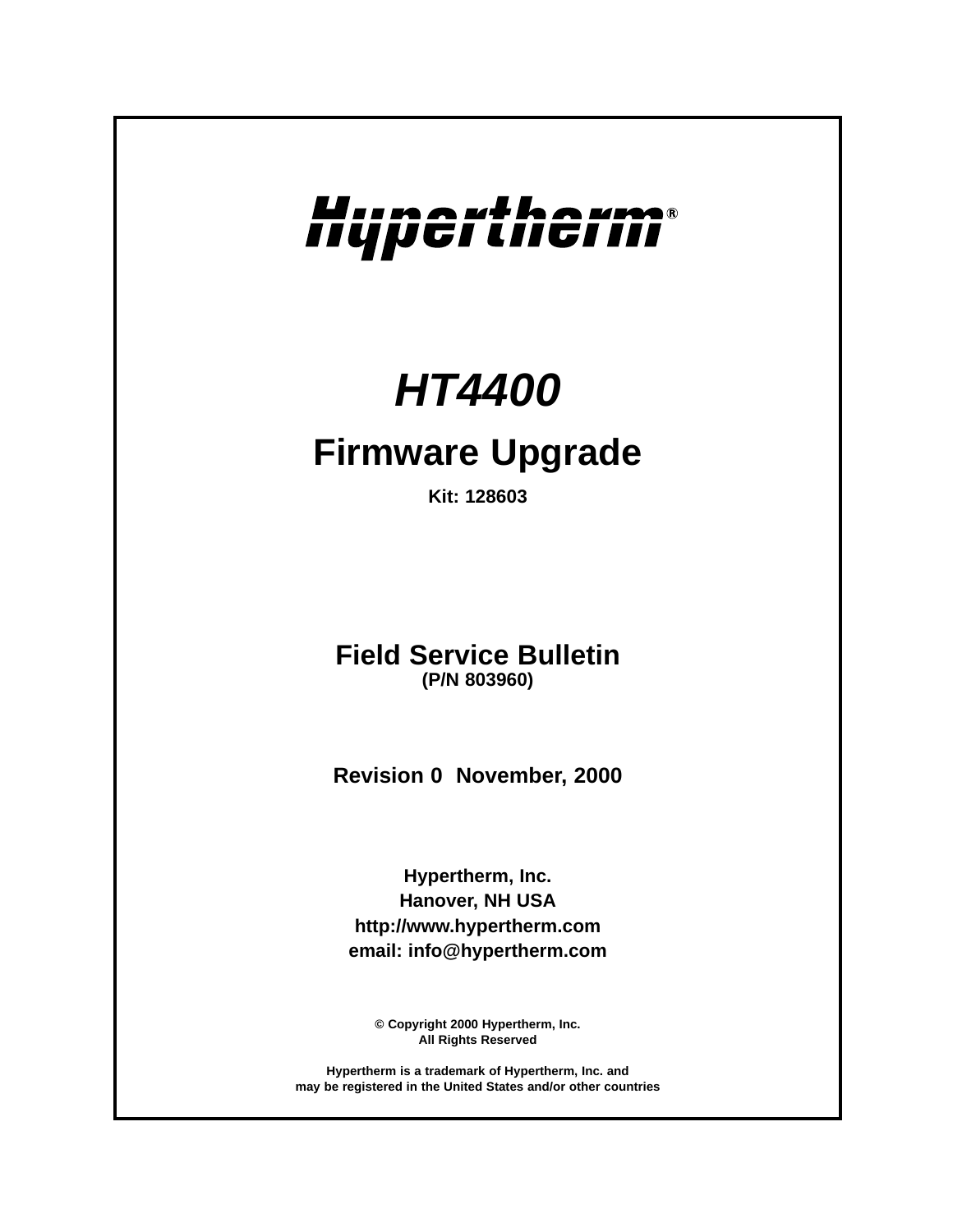# Hypertherm®

# *HT4400*

## Firmware Upgrade

**Kit: 128603**

## Field Service Bulletin

**(P/N 803960)**

**Revision 0 November, 2000**

**Hypertherm, Inc.**
**Hanover, NH USA**
**http://www.hypertherm.com**
**email: info@hypertherm.com**

**© Copyright 2000 Hypertherm, Inc.**
**All Rights Reserved**

**Hypertherm is a trademark of Hypertherm, Inc. and**
**may be registered in the United States and/or other countries**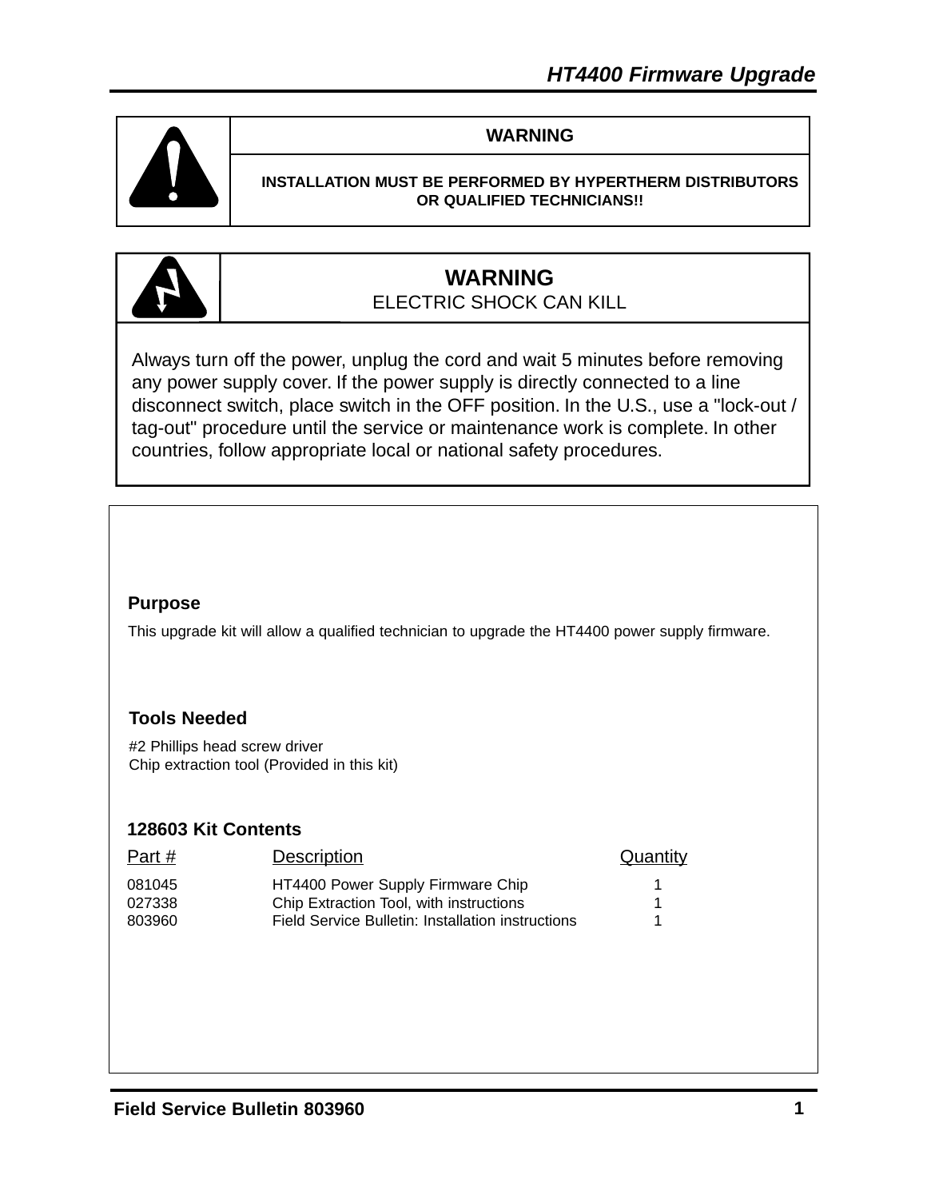| | WARNING |
|---|---|
| | INSTALLATION MUST BE PERFORMED BY HYPERTHERM DISTRIBUTORS OR QUALIFIED TECHNICIANS!! |

**WARNING**
ELECTRIC SHOCK CAN KILL

Always turn off the power, unplug the cord and wait 5 minutes before removing any power supply cover. If the power supply is directly connected to a line disconnect switch, place switch in the OFF position. In the U.S., use a "lock-out / tag-out" procedure until the service or maintenance work is complete. In other countries, follow appropriate local or national safety procedures.

## Purpose

This upgrade kit will allow a qualified technician to upgrade the HT4400 power supply firmware.

## Tools Needed

#2 Phillips head screw driver
Chip extraction tool (Provided in this kit)

## 128603 Kit Contents

| Part # | Description | Quantity |
|---|---|---|
| 081045 | HT4400 Power Supply Firmware Chip | 1 |
| 027338 | Chip Extraction Tool, with instructions | 1 |
| 803960 | Field Service Bulletin: Installation instructions | 1 |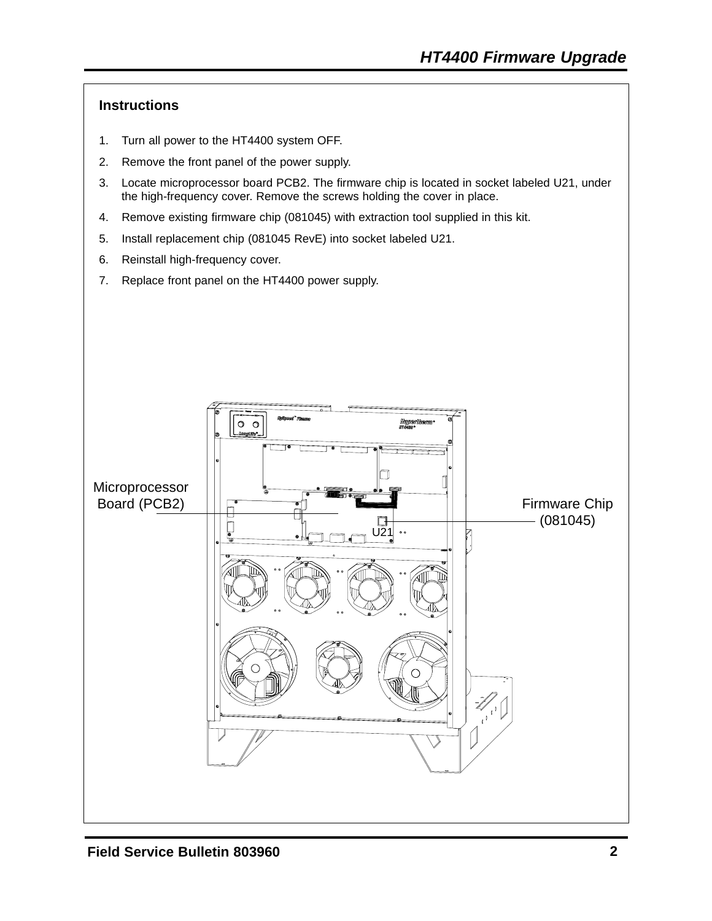## Instructions

1. Turn all power to the HT4400 system OFF.
2. Remove the front panel of the power supply.
3. Locate microprocessor board PCB2. The firmware chip is located in socket labeled U21, under the high-frequency cover. Remove the screws holding the cover in place.
4. Remove existing firmware chip (081045) with extraction tool supplied in this kit.
5. Install replacement chip (081045 RevE) into socket labeled U21.
6. Reinstall high-frequency cover.
7. Replace front panel on the HT4400 power supply.

Microprocessor Board (PCB2)

U21

Firmware Chip (081045)